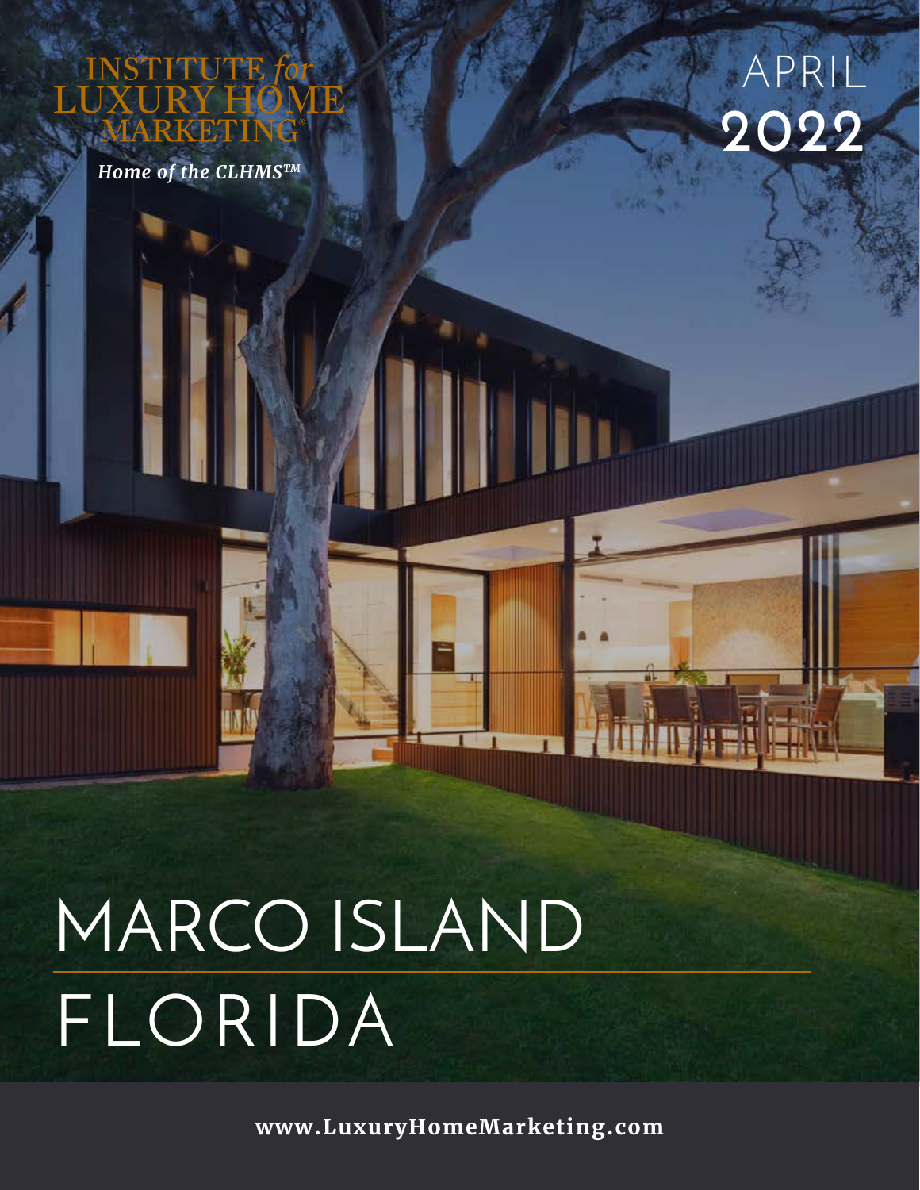INSTITUTE *for* LUXURY HOME MARKETING®

*Home of the CLHMS™*

APRIL 2022

# MARCO ISLAND FLORIDA

www.LuxuryHomeMarketing.com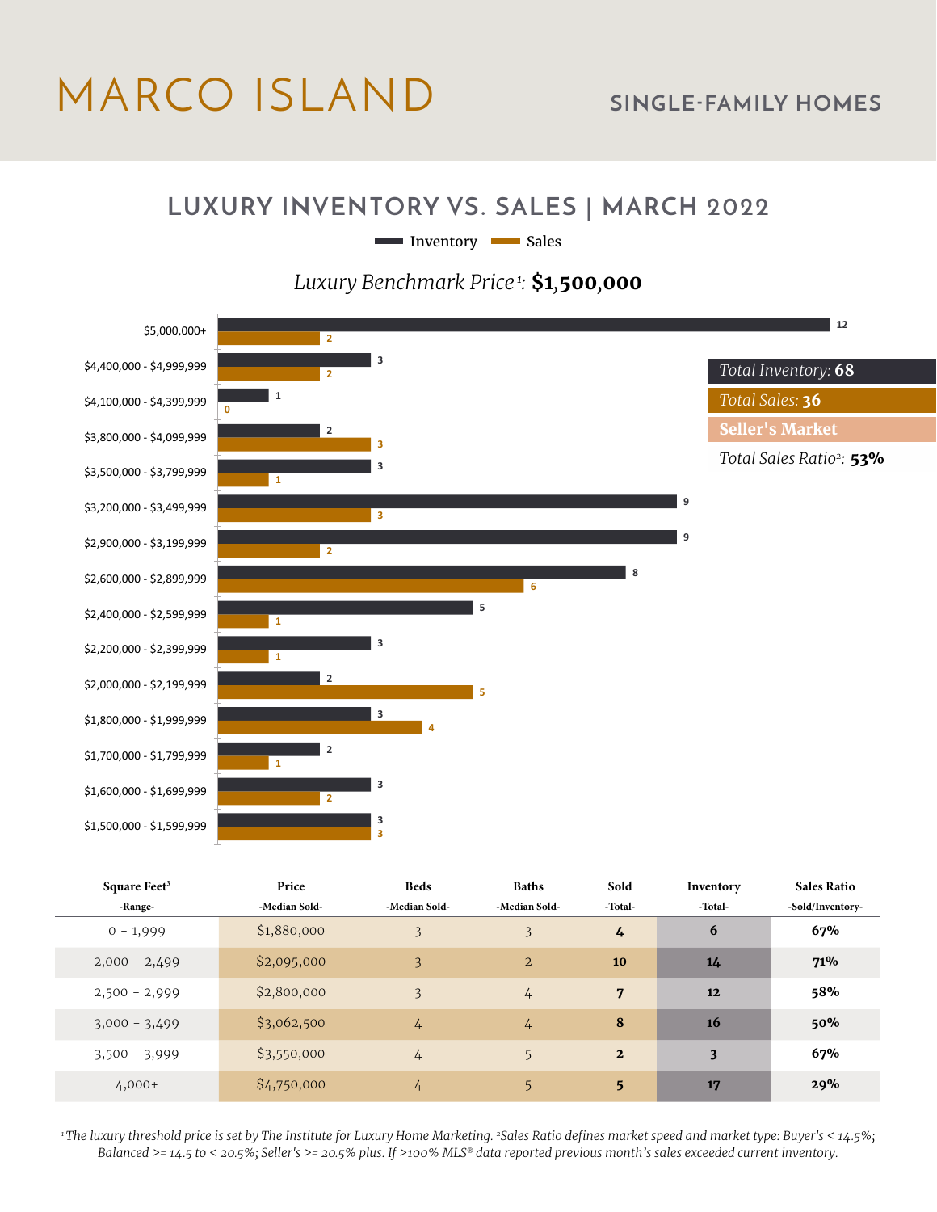# MARCO ISLAND

## SINGLE-FAMILY HOMES

## LUXURY INVENTORY VS. SALES | MARCH 2022

Inventory | Sales

*Luxury Benchmark Price*[1]: **$1,500,000**

| Price Range | Inventory | Sales |
|---|---|---|
| $5,000,000+ | 12 | 2 |
| $4,400,000 - $4,999,999 | 3 | 2 |
| $4,100,000 - $4,399,999 | 1 | 0 |
| $3,800,000 - $4,099,999 | 2 | 3 |
| $3,500,000 - $3,799,999 | 3 | 1 |
| $3,200,000 - $3,499,999 | 9 | 3 |
| $2,900,000 - $3,199,999 | 9 | 2 |
| $2,600,000 - $2,899,999 | 8 | 6 |
| $2,400,000 - $2,599,999 | 5 | 1 |
| $2,200,000 - $2,399,999 | 3 | 1 |
| $2,000,000 - $2,199,999 | 2 | 5 |
| $1,800,000 - $1,999,999 | 3 | 4 |
| $1,700,000 - $1,799,999 | 2 | 1 |
| $1,600,000 - $1,699,999 | 3 | 2 |
| $1,500,000 - $1,599,999 | 3 | 3 |

*Total Inventory:* **68**

*Total Sales:* **36**

**Seller's Market**

*Total Sales Ratio*[2]: **53%**

| Square Feet[3] -Range- | Price -Median Sold- | Beds -Median Sold- | Baths -Median Sold- | Sold -Total- | Inventory -Total- | Sales Ratio -Sold/Inventory- |
|---|---|---|---|---|---|---|
| 0 - 1,999 | $1,880,000 | 3 | 3 | 4 | 6 | 67% |
| 2,000 - 2,499 | $2,095,000 | 3 | 2 | 10 | 14 | 71% |
| 2,500 - 2,999 | $2,800,000 | 3 | 4 | 7 | 12 | 58% |
| 3,000 - 3,499 | $3,062,500 | 4 | 4 | 8 | 16 | 50% |
| 3,500 - 3,999 | $3,550,000 | 4 | 5 | 2 | 3 | 67% |
| 4,000+ | $4,750,000 | 4 | 5 | 5 | 17 | 29% |

*[1]The luxury threshold price is set by The Institute for Luxury Home Marketing. [2]Sales Ratio defines market speed and market type: Buyer's < 14.5%; Balanced >= 14.5 to < 20.5%; Seller's >= 20.5% plus. If >100% MLS® data reported previous month's sales exceeded current inventory.*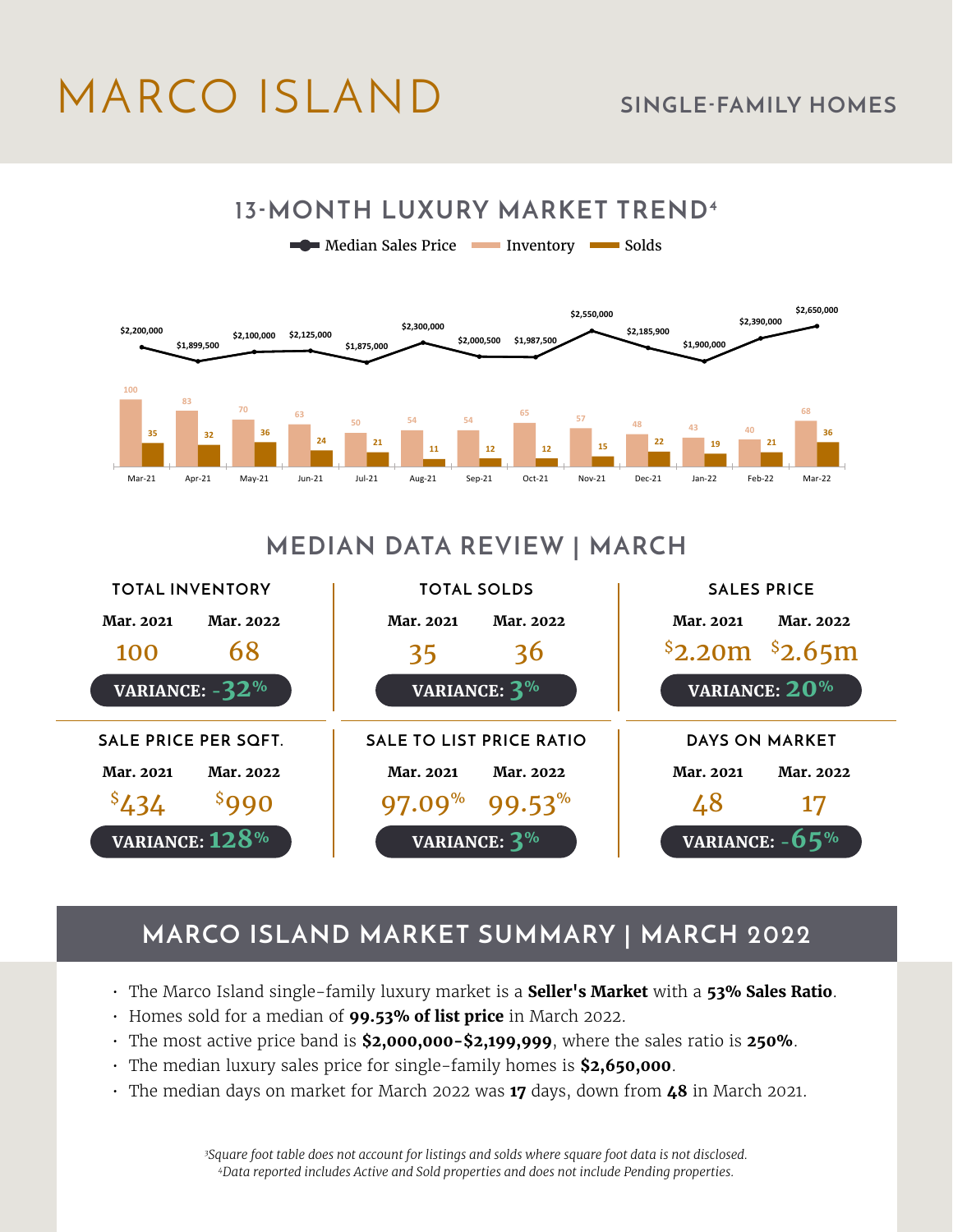# MARCO ISLAND

## SINGLE-FAMILY HOMES

## 13-MONTH LUXURY MARKET TREND[4]

| Month | Median Sales Price | Inventory | Solds |
|---|---|---|---|
| Mar-21 | $2,200,000 | 100 | 35 |
| Apr-21 | $1,899,500 | 83 | 32 |
| May-21 | $2,100,000 | 70 | 36 |
| Jun-21 | $2,125,000 | 63 | 24 |
| Jul-21 | $1,875,000 | 50 | 21 |
| Aug-21 | $2,300,000 | 54 | 11 |
| Sep-21 | $2,000,500 | 54 | 12 |
| Oct-21 | $1,987,500 | 65 | 12 |
| Nov-21 | $2,550,000 | 57 | 15 |
| Dec-21 | $2,185,900 | 48 | 22 |
| Jan-22 | $1,900,000 | 43 | 19 |
| Feb-22 | $2,390,000 | 40 | 21 |
| Mar-22 | $2,650,000 | 68 | 36 |

## MEDIAN DATA REVIEW | MARCH

| Metric | Mar. 2021 | Mar. 2022 | Variance |
|---|---|---|---|
| TOTAL INVENTORY | 100 | 68 | -32% |
| TOTAL SOLDS | 35 | 36 | 3% |
| SALES PRICE | $2.20m | $2.65m | 20% |
| SALE PRICE PER SQFT. | $434 | $990 | 128% |
| SALE TO LIST PRICE RATIO | 97.09% | 99.53% | 3% |
| DAYS ON MARKET | 48 | 17 | -65% |

## MARCO ISLAND MARKET SUMMARY | MARCH 2022

- The Marco Island single-family luxury market is a **Seller's Market** with a **53% Sales Ratio**.
- Homes sold for a median of **99.53% of list price** in March 2022.
- The most active price band is **$2,000,000-$2,199,999**, where the sales ratio is **250%**.
- The median luxury sales price for single-family homes is **$2,650,000**.
- The median days on market for March 2022 was **17** days, down from **48** in March 2021.

*[3]Square foot table does not account for listings and solds where square foot data is not disclosed.*
*[4]Data reported includes Active and Sold properties and does not include Pending properties.*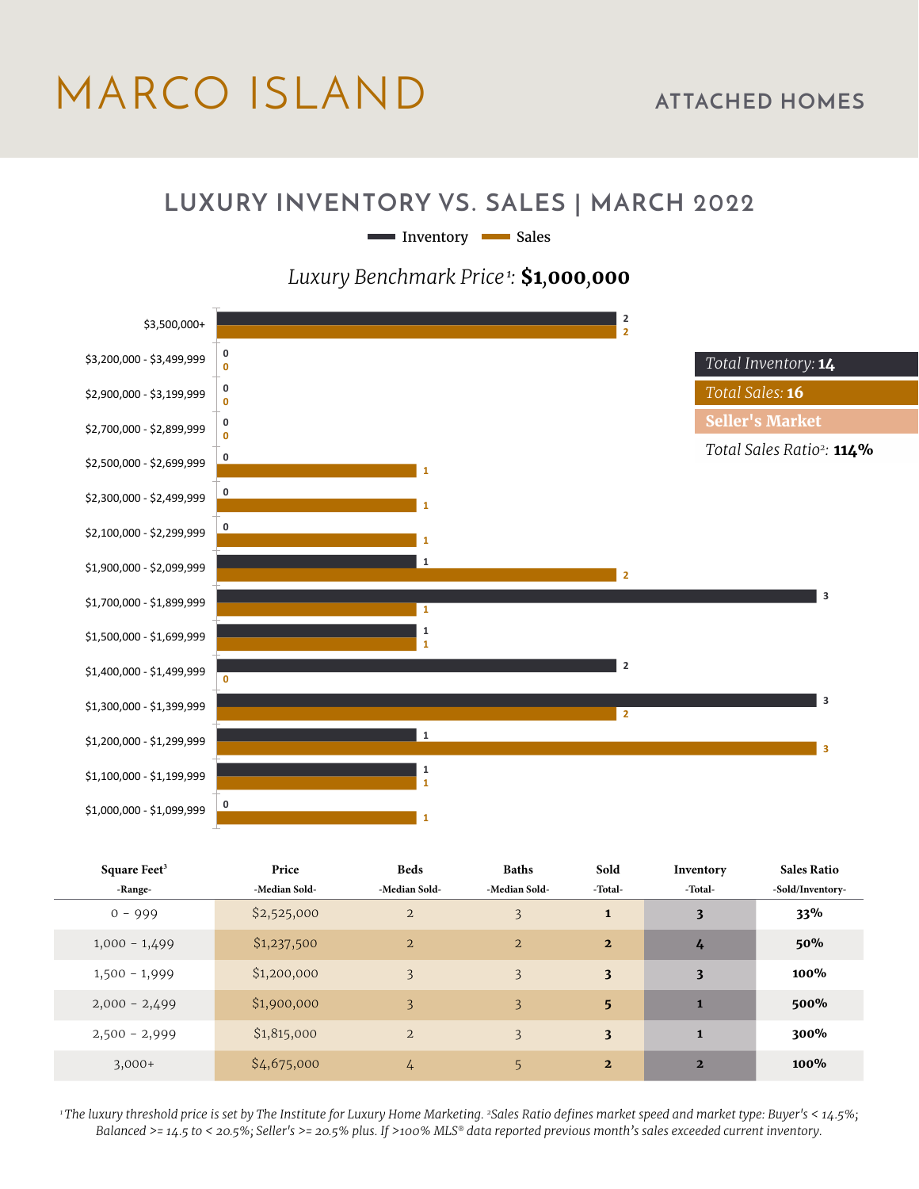# MARCO ISLAND

## ATTACHED HOMES

## LUXURY INVENTORY VS. SALES | MARCH 2022

*Luxury Benchmark Price*[1]: **$1,000,000**

| Price Range | Inventory | Sales |
|---|---|---|
| $3,500,000+ | 2 | 2 |
| $3,200,000 - $3,499,999 | 0 | 0 |
| $2,900,000 - $3,199,999 | 0 | 0 |
| $2,700,000 - $2,899,999 | 0 | 0 |
| $2,500,000 - $2,699,999 | 0 | 1 |
| $2,300,000 - $2,499,999 | 0 | 1 |
| $2,100,000 - $2,299,999 | 0 | 1 |
| $1,900,000 - $2,099,999 | 1 | 2 |
| $1,700,000 - $1,899,999 | 3 | 1 |
| $1,500,000 - $1,699,999 | 1 | 1 |
| $1,400,000 - $1,499,999 | 2 | 0 |
| $1,300,000 - $1,399,999 | 3 | 2 |
| $1,200,000 - $1,299,999 | 1 | 3 |
| $1,100,000 - $1,199,999 | 1 | 1 |
| $1,000,000 - $1,099,999 | 0 | 1 |

*Total Inventory:* **14**

*Total Sales:* **16**

**Seller's Market**

*Total Sales Ratio*[2]: **114%**

| Square Feet[3] -Range- | Price -Median Sold- | Beds -Median Sold- | Baths -Median Sold- | Sold -Total- | Inventory -Total- | Sales Ratio -Sold/Inventory- |
|---|---|---|---|---|---|---|
| 0 - 999 | $2,525,000 | 2 | 3 | **1** | **3** | **33%** |
| 1,000 - 1,499 | $1,237,500 | 2 | 2 | **2** | **4** | **50%** |
| 1,500 - 1,999 | $1,200,000 | 3 | 3 | **3** | **3** | **100%** |
| 2,000 - 2,499 | $1,900,000 | 3 | 3 | **5** | **1** | **500%** |
| 2,500 - 2,999 | $1,815,000 | 2 | 3 | **3** | **1** | **300%** |
| 3,000+ | $4,675,000 | 4 | 5 | **2** | **2** | **100%** |

*[1]The luxury threshold price is set by The Institute for Luxury Home Marketing. [2]Sales Ratio defines market speed and market type: Buyer's < 14.5%; Balanced >= 14.5 to < 20.5%; Seller's >= 20.5% plus. If >100% MLS® data reported previous month's sales exceeded current inventory.*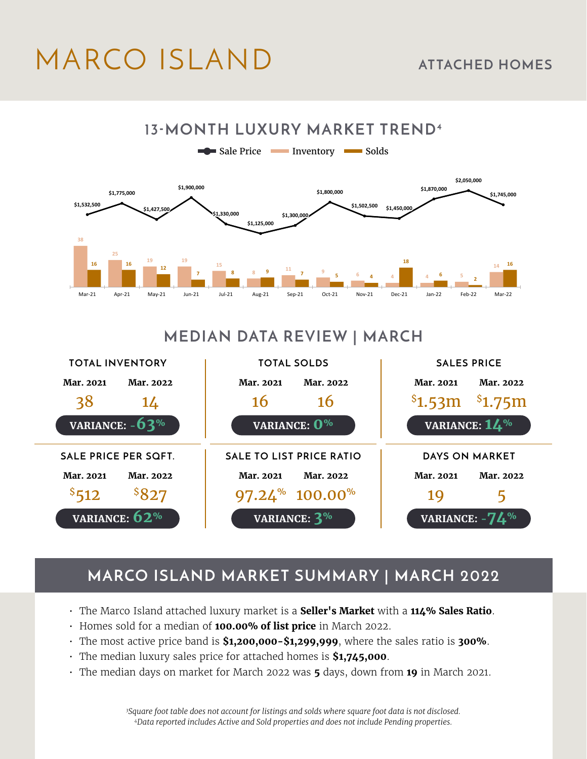# MARCO ISLAND

ATTACHED HOMES

## 13-MONTH LUXURY MARKET TREND[4]

Sale Price Inventory Solds

$1,532,500
$1,775,000
$1,427,500
$1,900,000
$1,330,000
$1,125,000
$1,300,000
$1,800,000
$1,502,500
$1,450,000
$1,870,000
$2,050,000
$1,745,000

38 16
25 16
19 12
19 7
15 8
8 9
11 7
9 5
6 4
4 18
4 6
5 2
14 16

Mar-21 Apr-21 May-21 Jun-21 Jul-21 Aug-21 Sep-21 Oct-21 Nov-21 Dec-21 Jan-22 Feb-22 Mar-22

## MEDIAN DATA REVIEW | MARCH

| | Mar. 2021 | Mar. 2022 | Variance |
|---|---|---|---|
| TOTAL INVENTORY | 38 | 14 | -63% |
| TOTAL SOLDS | 16 | 16 | 0% |
| SALES PRICE | $1.53m | $1.75m | 14% |
| SALE PRICE PER SQFT. | $512 | $827 | 62% |
| SALE TO LIST PRICE RATIO | 97.24% | 100.00% | 3% |
| DAYS ON MARKET | 19 | 5 | -74% |

## MARCO ISLAND MARKET SUMMARY | MARCH 2022

- The Marco Island attached luxury market is a **Seller's Market** with a **114% Sales Ratio**.
- Homes sold for a median of **100.00% of list price** in March 2022.
- The most active price band is **$1,200,000-$1,299,999**, where the sales ratio is **300%**.
- The median luxury sales price for attached homes is **$1,745,000**.
- The median days on market for March 2022 was **5** days, down from **19** in March 2021.

*[3]Square foot table does not account for listings and solds where square foot data is not disclosed.*
*[4]Data reported includes Active and Sold properties and does not include Pending properties.*